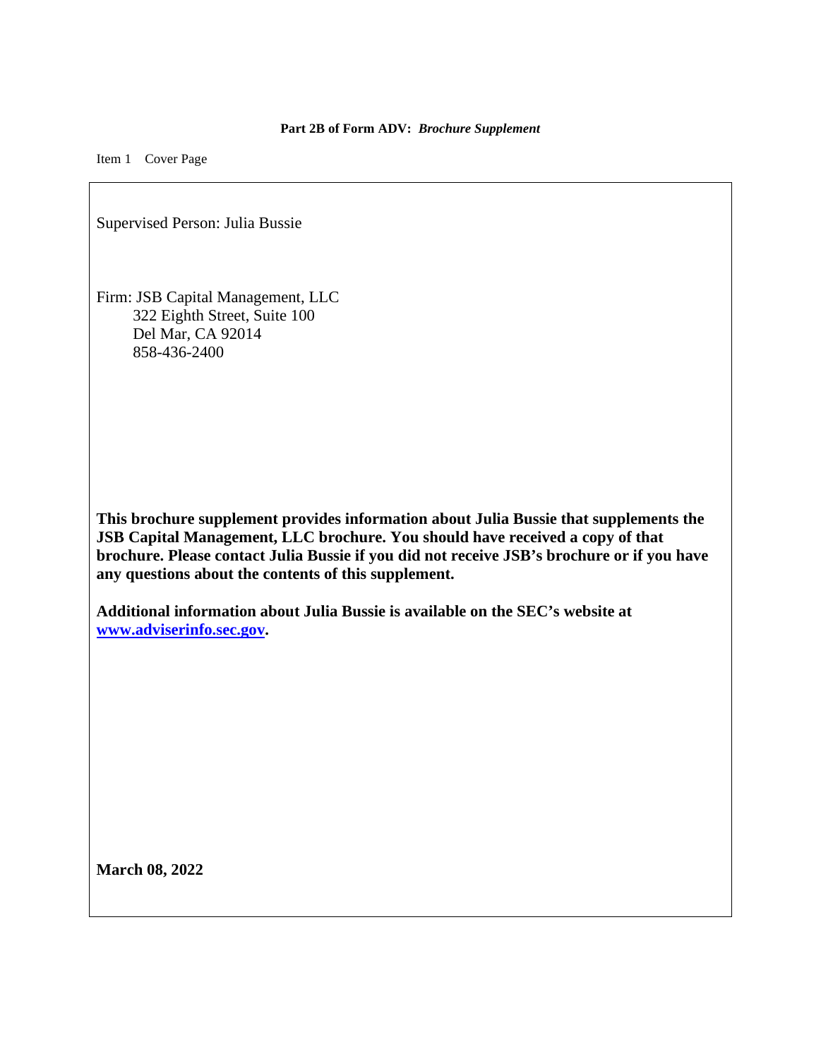**Part 2B of Form ADV:** ***Brochure Supplement***

Item 1 Cover Page

Supervised Person: Julia Bussie

Firm: JSB Capital Management, LLC
322 Eighth Street, Suite 100
Del Mar, CA 92014
858-436-2400

**This brochure supplement provides information about Julia Bussie that supplements the JSB Capital Management, LLC brochure. You should have received a copy of that brochure. Please contact Julia Bussie if you did not receive JSB's brochure or if you have any questions about the contents of this supplement.**

**Additional information about Julia Bussie is available on the SEC's website at [www.adviserinfo.sec.gov](http://www.adviserinfo.sec.gov).**

**March 08, 2022**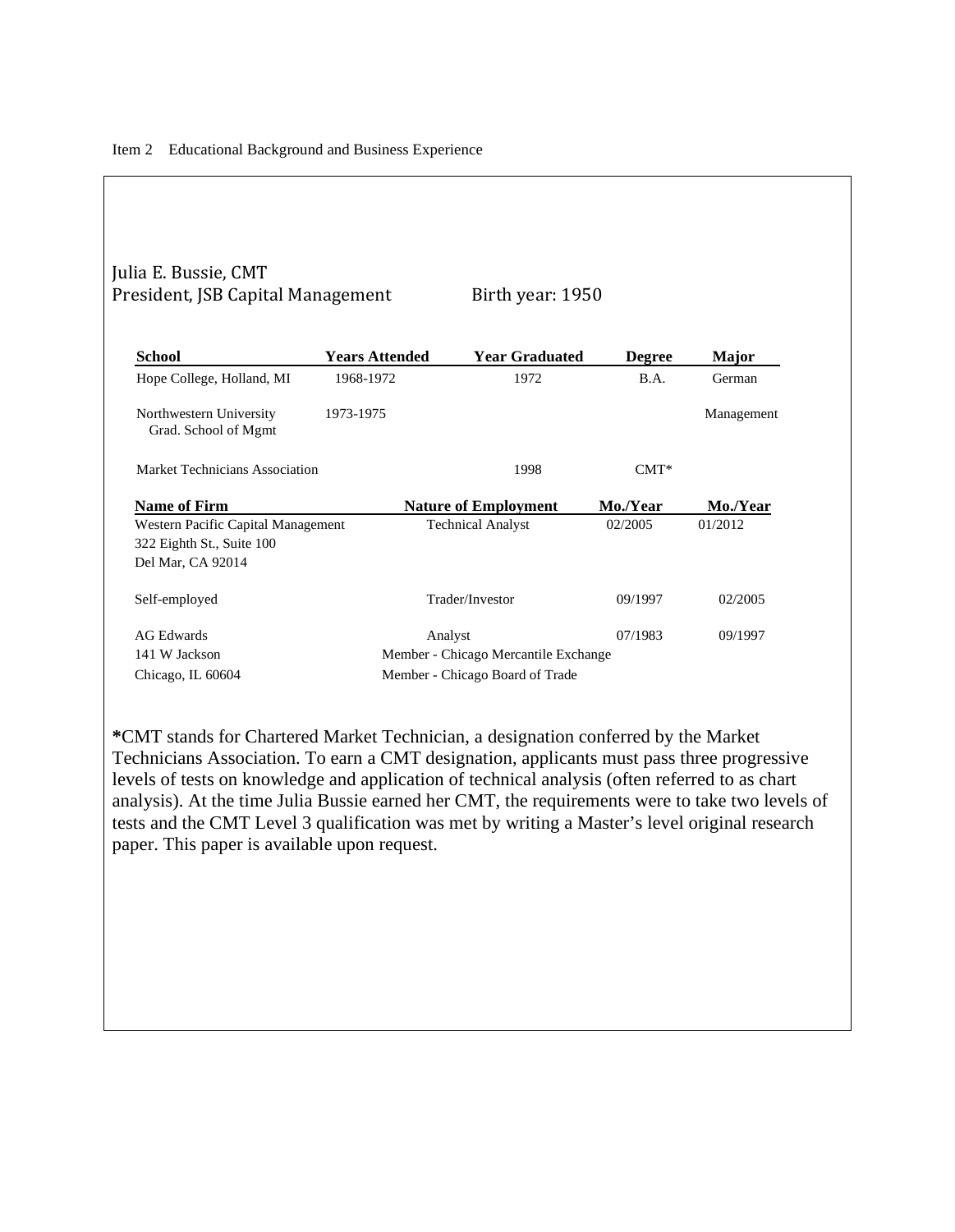Item 2 Educational Background and Business Experience

Julia E. Bussie, CMT
President, JSB Capital Management Birth year: 1950

| School | Years Attended | Year Graduated | Degree | Major |
|---|---|---|---|---|
| Hope College, Holland, MI | 1968-1972 | 1972 | B.A. | German |
| Northwestern University Grad. School of Mgmt | 1973-1975 | | | Management |
| Market Technicians Association | | 1998 | CMT* | |

| Name of Firm | Nature of Employment | Mo./Year | Mo./Year |
|---|---|---|---|
| Western Pacific Capital Management 322 Eighth St., Suite 100 Del Mar, CA 92014 | Technical Analyst | 02/2005 | 01/2012 |
| Self-employed | Trader/Investor | 09/1997 | 02/2005 |
| AG Edwards 141 W Jackson Chicago, IL 60604 | Analyst Member - Chicago Mercantile Exchange Member - Chicago Board of Trade | 07/1983 | 09/1997 |

***CMT** stands for Chartered Market Technician, a designation conferred by the Market Technicians Association. To earn a CMT designation, applicants must pass three progressive levels of tests on knowledge and application of technical analysis (often referred to as chart analysis). At the time Julia Bussie earned her CMT, the requirements were to take two levels of tests and the CMT Level 3 qualification was met by writing a Master's level original research paper. This paper is available upon request.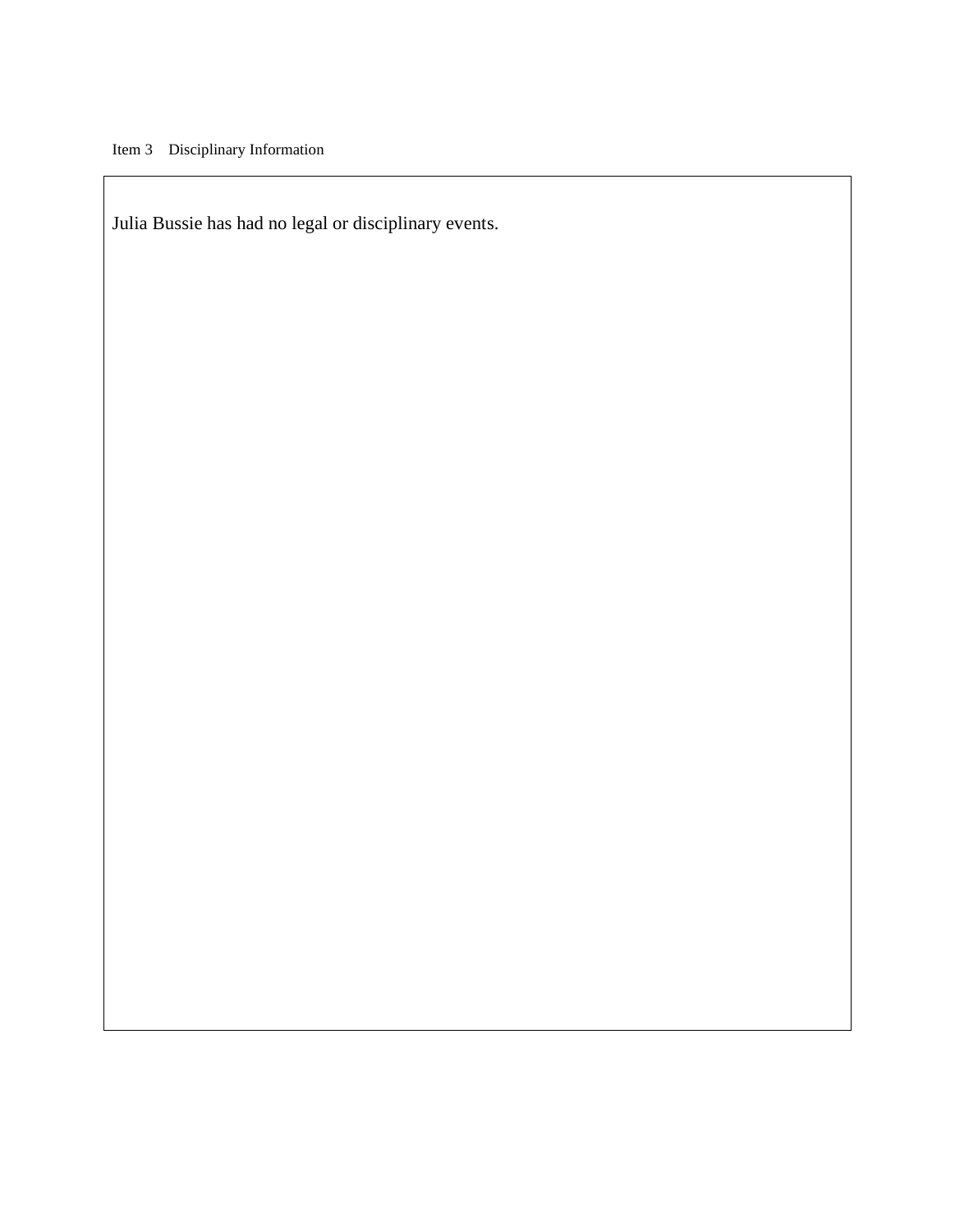## Item 3 Disciplinary Information

Julia Bussie has had no legal or disciplinary events.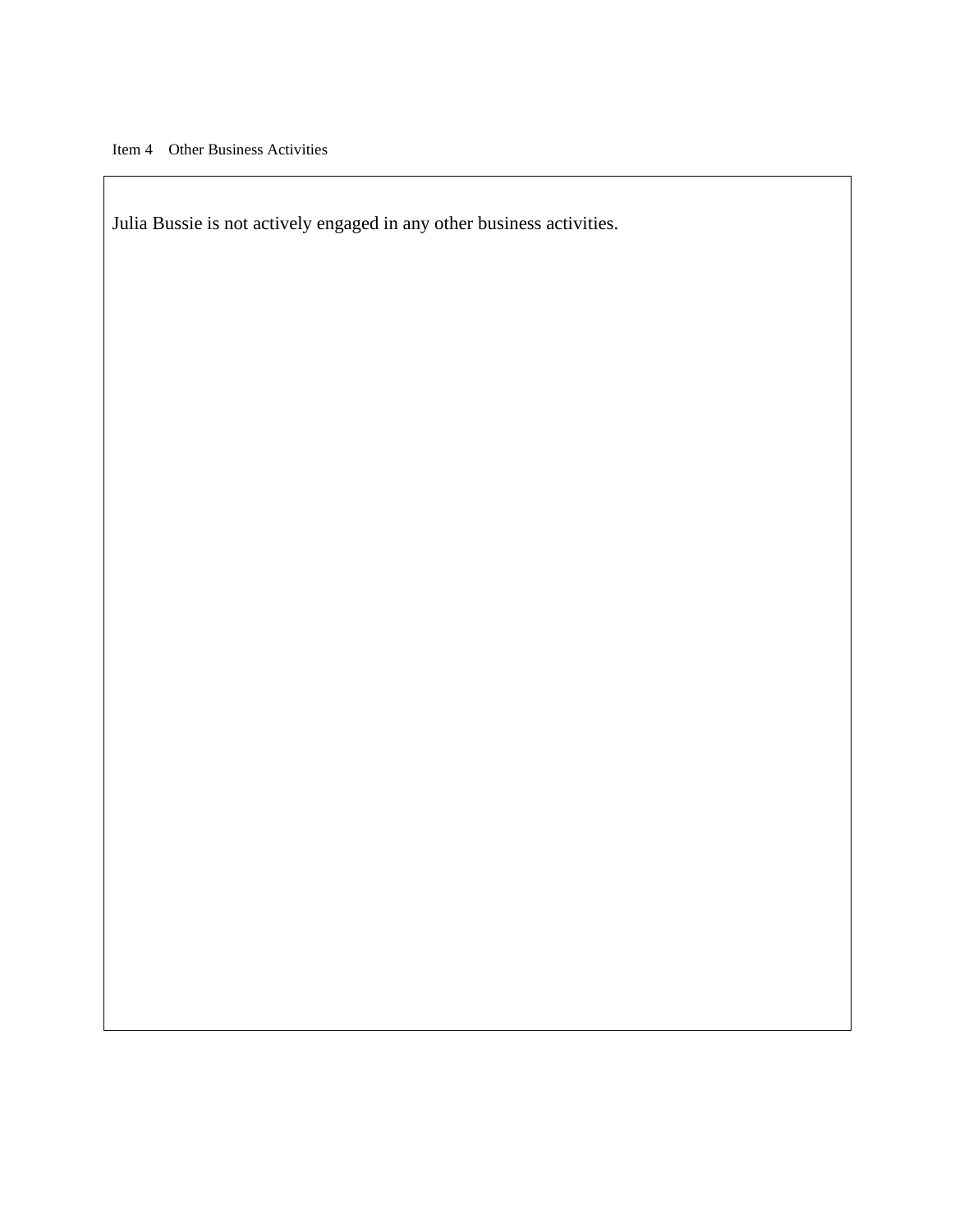Item 4 Other Business Activities

Julia Bussie is not actively engaged in any other business activities.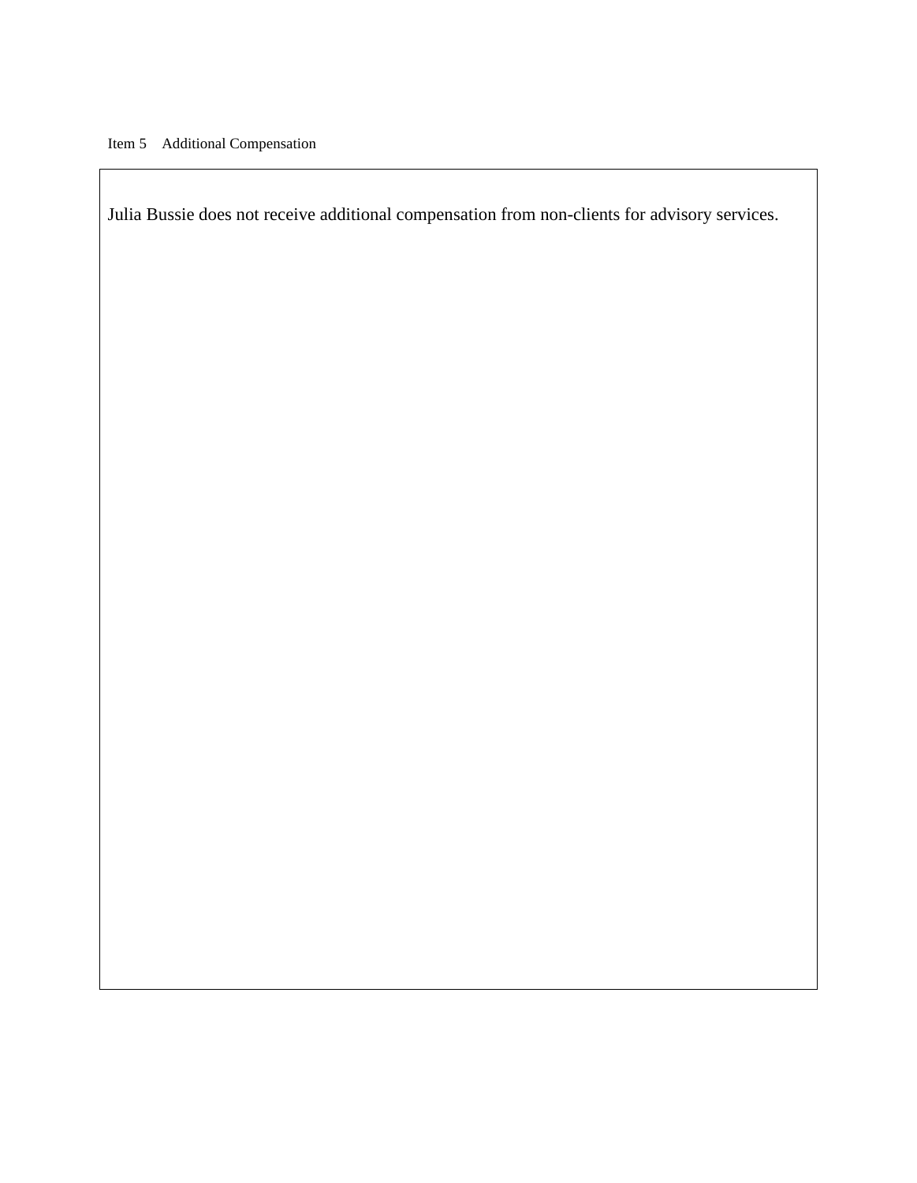Item 5 Additional Compensation

Julia Bussie does not receive additional compensation from non-clients for advisory services.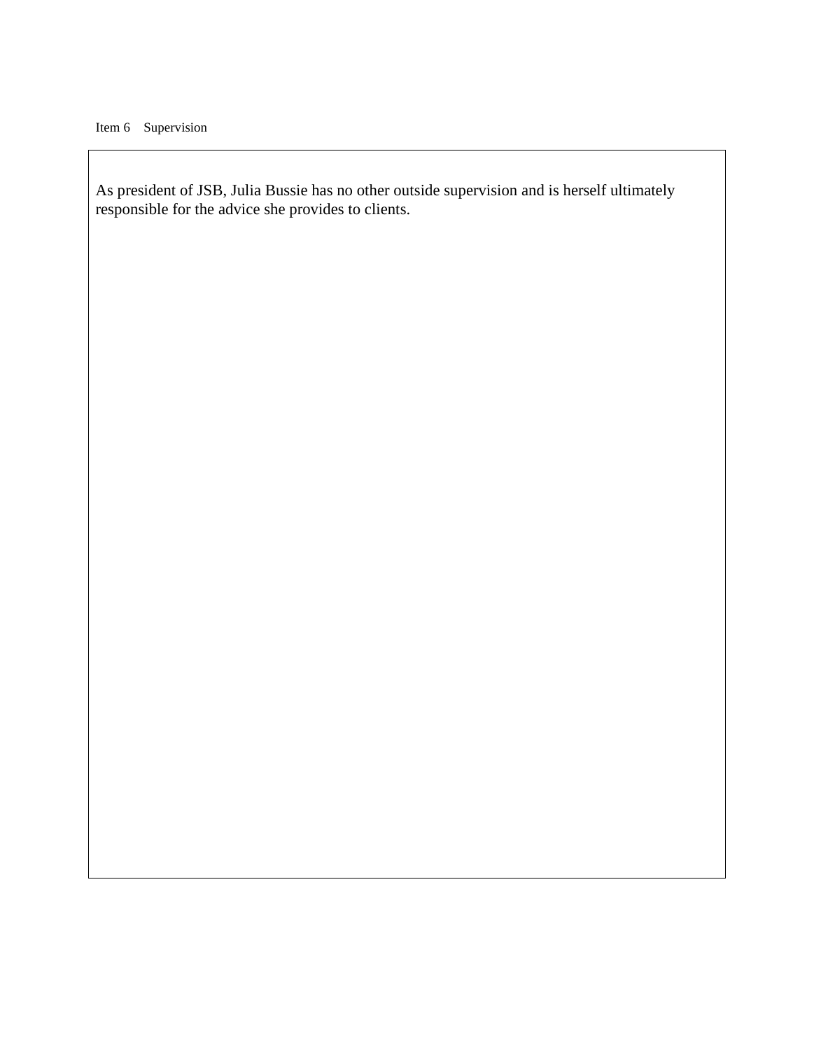## Item 6 Supervision

As president of JSB, Julia Bussie has no other outside supervision and is herself ultimately responsible for the advice she provides to clients.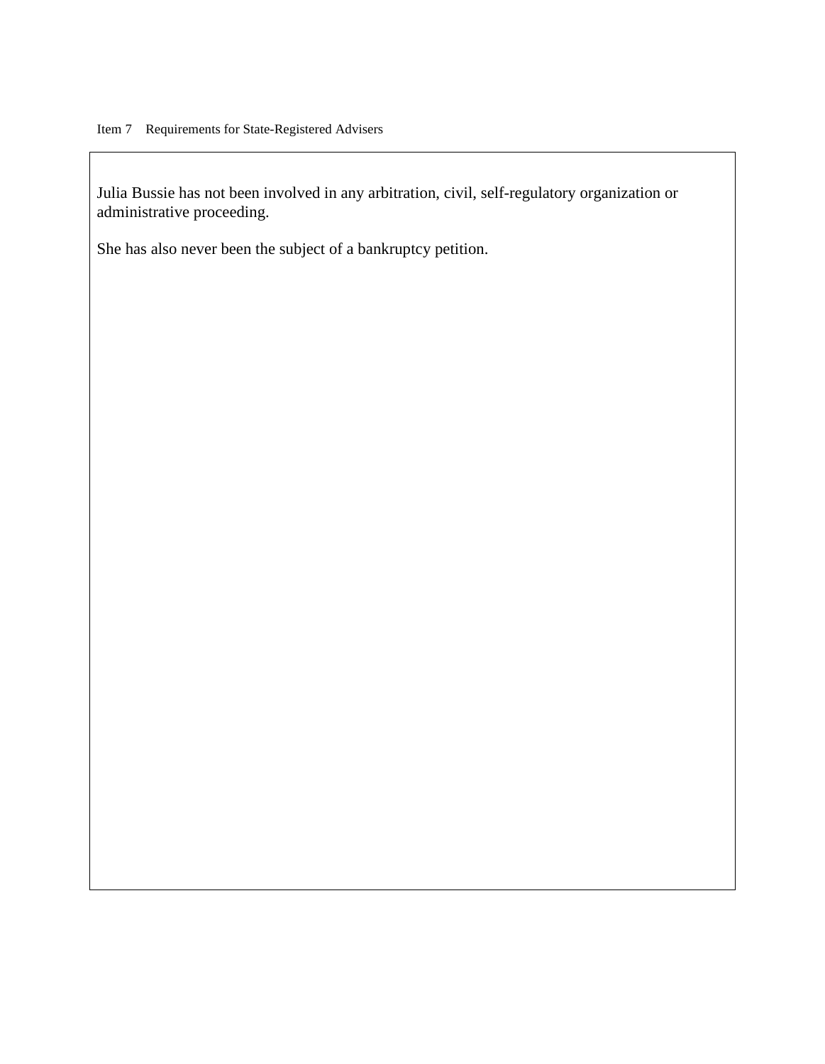Item 7 Requirements for State-Registered Advisers

Julia Bussie has not been involved in any arbitration, civil, self-regulatory organization or administrative proceeding.

She has also never been the subject of a bankruptcy petition.